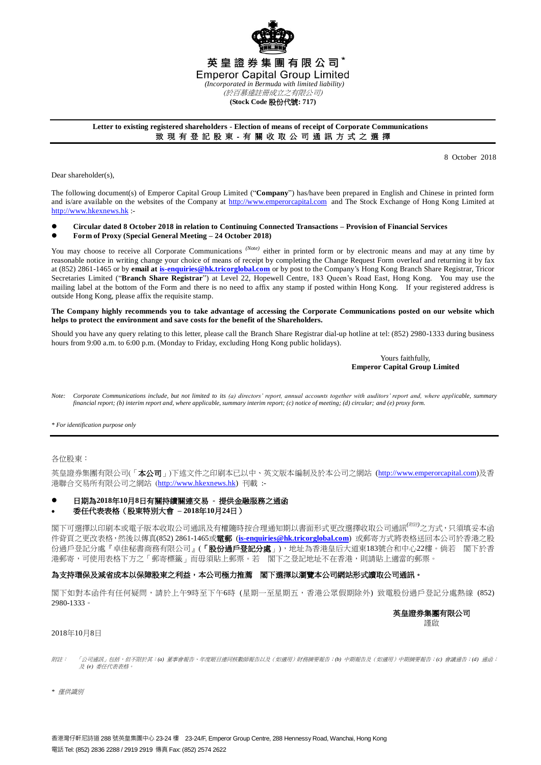# 英皇證券集團有限公司*

# Emperor Capital Group Limited

*(Incorporated in Bermuda with limited liability)*

*(於百慕達註冊成立之有限公司)*

**(Stock Code 股份代號: 717)**

---

**Letter to existing registered shareholders - Election of means of receipt of Corporate Communications**

**致現有登記股東 - 有關收取公司通訊方式之選擇**

---

8 October 2018

Dear shareholder(s),

The following document(s) of Emperor Capital Group Limited ("**Company**") has/have been prepared in English and Chinese in printed form and is/are available on the websites of the Company at http://www.emperorcapital.com and The Stock Exchange of Hong Kong Limited at http://www.hkexnews.hk :-

- **Circular dated 8 October 2018 in relation to Continuing Connected Transactions – Provision of Financial Services**
- **Form of Proxy (Special General Meeting – 24 October 2018)**

You may choose to receive all Corporate Communications *(Note)* either in printed form or by electronic means and may at any time by reasonable notice in writing change your choice of means of receipt by completing the Change Request Form overleaf and returning it by fax at (852) 2861-1465 or by **email at is-enquiries@hk.tricorglobal.com** or by post to the Company's Hong Kong Branch Share Registrar, Tricor Secretaries Limited ("**Branch Share Registrar**") at Level 22, Hopewell Centre, 183 Queen's Road East, Hong Kong. You may use the mailing label at the bottom of the Form and there is no need to affix any stamp if posted within Hong Kong. If your registered address is outside Hong Kong, please affix the requisite stamp.

**The Company highly recommends you to take advantage of accessing the Corporate Communications posted on our website which helps to protect the environment and save costs for the benefit of the Shareholders.**

Should you have any query relating to this letter, please call the Branch Share Registrar dial-up hotline at tel: (852) 2980-1333 during business hours from 9:00 a.m. to 6:00 p.m. (Monday to Friday, excluding Hong Kong public holidays).

Yours faithfully,
**Emperor Capital Group Limited**

*Note: Corporate Communications include, but not limited to its (a) directors' report, annual accounts together with auditors' report and, where applicable, summary financial report; (b) interim report and, where applicable, summary interim report; (c) notice of meeting; (d) circular; and (e) proxy form.*

*\* For identification purpose only*

---

各位股東：

英皇證券集團有限公司(「**本公司**」)下述文件之印刷本已以中、英文版本編制及於本公司之網站 (http://www.emperorcapital.com)及香港聯合交易所有限公司之網站 (http://www.hkexnews.hk) 刊載 :-

- **日期為2018年10月8日有關持續關連交易 - 提供金融服務之通函**
- **委任代表表格（股東特別大會 – 2018年10月24日）**

閣下可選擇以印刷本或電子版本收取公司通訊及有權隨時按合理通知期以書面形式更改選擇收取公司通訊*(附註)*之方式，只須填妥本函件背頁之更改表格，然後以傳真(852) 2861-1465或**電郵** (**is-enquiries@hk.tricorglobal.com**) 或郵寄方式將表格送回本公司於香港之股份過戶登記分處『卓佳秘書商務有限公司』(「**股份過戶登記分處**」)，地址為香港皇后大道東183號合和中心22樓。倘若 閣下於香港郵寄，可使用表格下方之「郵寄標籤」而毋須貼上郵票。若 閣下之登記地址不在香港，則請貼上適當的郵票。

**為支持環保及減省成本以保障股東之利益，本公司極力推薦 閣下選擇以瀏覽本公司網站形式讀取公司通訊。**

閣下如對本函件有任何疑問，請於上午9時至下午6時 (星期一至星期五，香港公眾假期除外) 致電股份過戶登記分處熱線 (852) 2980-1333。

**英皇證券集團有限公司**
謹啟

2018年10月8日

*附註：「公司通訊」包括，但不限於其：(a) 董事會報告、年度賬目連同核數師報告以及（如適用）財務摘要報告；(b) 中期報告及（如適用）中期摘要報告；(c) 會議通告；(d) 通函；及 (e) 委任代表表格。*

*\* 僅供識別*

香港灣仔軒尼詩道288號英皇集團中心23-24樓 23-24/F, Emperor Group Centre, 288 Hennessy Road, Wanchai, Hong Kong
電話 Tel: (852) 2836 2288 / 2919 2919 傳真 Fax: (852) 2574 2622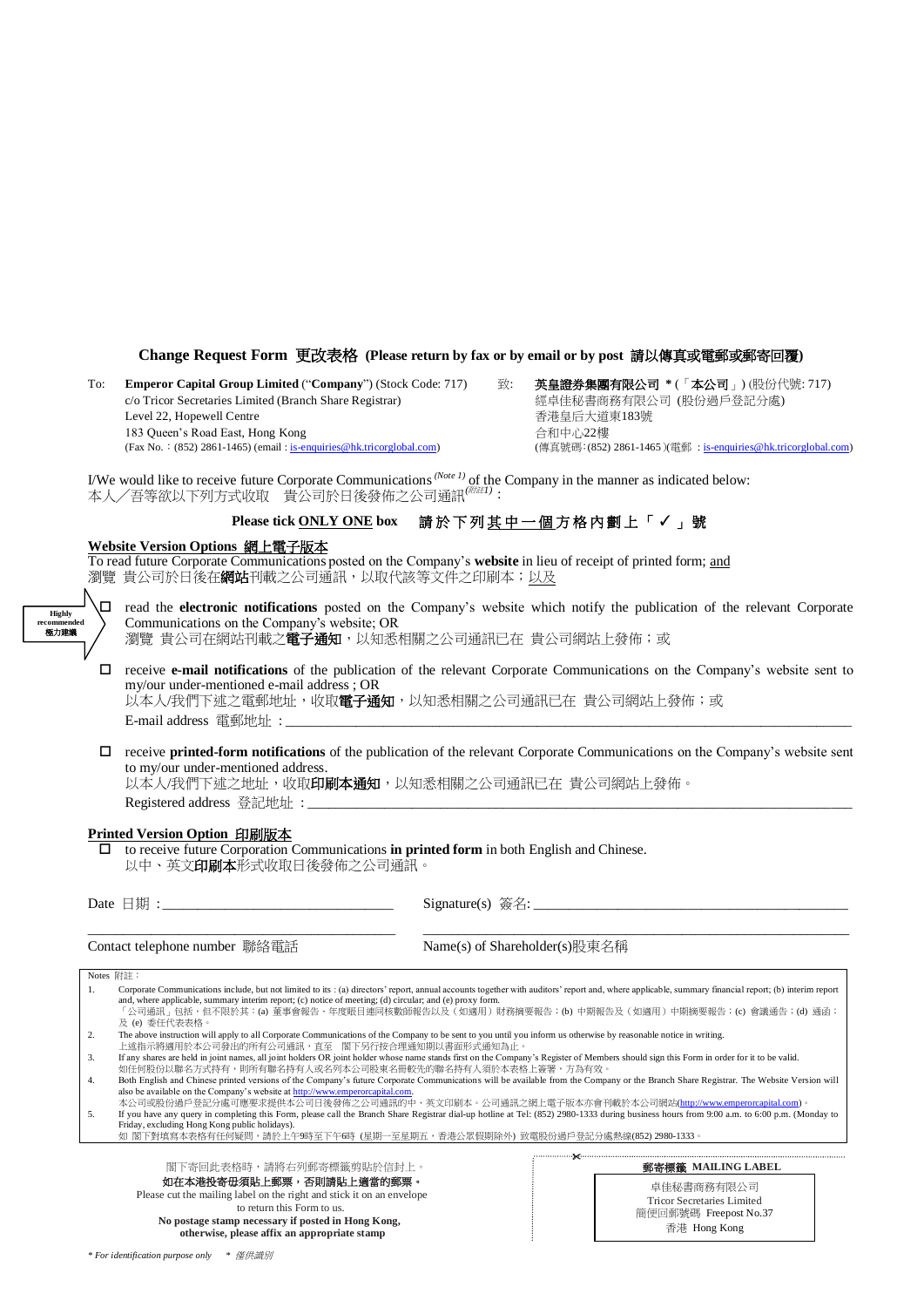## Change Request Form 更改表格 (Please return by fax or by email or by post 請以傳真或電郵或郵寄回覆)

To: **Emperor Capital Group Limited** ("**Company**") (Stock Code: 717)
c/o Tricor Secretaries Limited (Branch Share Registrar)
Level 22, Hopewell Centre
183 Queen's Road East, Hong Kong
(Fax No.：(852) 2861-1465) (email : is-enquiries@hk.tricorglobal.com)

致: **英皇證券集團有限公司** *(「**本公司**」) (股份代號: 717)
經卓佳秘書商務有限公司 (股份過戶登記分處)
香港皇后大道東183號
合和中心22樓
(傳真號碼:(852) 2861-1465 )(電郵 : is-enquiries@hk.tricorglobal.com)

I/We would like to receive future Corporate Communications (Note 1) of the Company in the manner as indicated below:
本人╱吾等欲以下列方式收取 貴公司於日後發佈之公司通訊(附註1)：

**Please tick ONLY ONE box 請於下列其中一個方格內劃上「✓」號**

**Website Version Options 網上電子版本**

To read future Corporate Communications posted on the Company's **website** in lieu of receipt of printed form; and
瀏覽 貴公司於日後在**網站**刊載之公司通訊，以取代該等文件之印刷本；以及

**Highly recommended 極力建議**

☐ read the **electronic notifications** posted on the Company's website which notify the publication of the relevant Corporate Communications on the Company's website; OR
瀏覽 貴公司在網站刊載之**電子通知**，以知悉相關之公司通訊已在 貴公司網站上發佈；或

☐ receive **e-mail notifications** of the publication of the relevant Corporate Communications on the Company's website sent to my/our under-mentioned e-mail address ; OR
以本人/我們下述之電郵地址，收取**電子通知**，以知悉相關之公司通訊已在 貴公司網站上發佈；或
E-mail address 電郵地址 ：________________________________

☐ receive **printed-form notifications** of the publication of the relevant Corporate Communications on the Company's website sent to my/our under-mentioned address.
以本人/我們下述之地址，收取**印刷本通知**，以知悉相關之公司通訊已在 貴公司網站上發佈。
Registered address 登記地址 ：________________________________

**Printed Version Option 印刷版本**

☐ to receive future Corporation Communications **in printed form** in both English and Chinese.
以中、英文**印刷本**形式收取日後發佈之公司通訊。

Date 日期 ：________________ Signature(s) 簽名: ________________

________________ Contact telephone number 聯絡電話

________________ Name(s) of Shareholder(s)股東名稱

Notes 附註：

1. Corporate Communications include, but not limited to its : (a) directors' report, annual accounts together with auditors' report and, where applicable, summary financial report; (b) interim report and, where applicable, summary interim report; (c) notice of meeting; (d) circular; and (e) proxy form.
「公司通訊」包括，但不限於其：(a) 董事會報告、年度賬目連同核數師報告以及（如適用）財務摘要報告；(b) 中期報告及（如適用）中期摘要報告；(c) 會議通告；(d) 通函；及 (e) 委任代表表格。
2. The above instruction will apply to all Corporate Communications of the Company to be sent to you until you inform us otherwise by reasonable notice in writing.
上述指示將適用於本公司發出的所有公司通訊，直至 閣下另行按合理通知期以書面形式通知為止。
3. If any shares are held in joint names, all joint holders OR joint holder whose name stands first on the Company's Register of Members should sign this Form in order for it to be valid.
如任何股份以聯名方式持有，則所有聯名持有人或名列本公司股東名冊較先的聯名持有人須於本表格上簽署，方為有效。
4. Both English and Chinese printed versions of the Company's future Corporate Communications will be available from the Company or the Branch Share Registrar. The Website Version will also be available on the Company's website at http://www.emperorcapital.com.
本公司或股份過戶登記分處可應要求提供本公司日後發佈之公司通訊的中、英文印刷本。公司通訊之網上電子版本亦會刊載於本公司網站(http://www.emperorcapital.com)。
5. If you have any query in completing this Form, please call the Branch Share Registrar dial-up hotline at Tel: (852) 2980-1333 during business hours from 9:00 a.m. to 6:00 p.m. (Monday to Friday, excluding Hong Kong public holidays).
如 閣下對填寫本表格有任何疑問，請於上午9時至下午6時 (星期一至星期五，香港公眾假期除外) 致電股份過戶登記分處熱線(852) 2980-1333。

閣下寄回此表格時，請將右列郵寄標籤剪貼於信封上。
**如在本港投寄毋須貼上郵票，否則請貼上適當的郵票。**
Please cut the mailing label on the right and stick it on an envelope to return this Form to us.
**No postage stamp necessary if posted in Hong Kong, otherwise, please affix an appropriate stamp**

**郵寄標籤 MAILING LABEL**
卓佳秘書商務有限公司
Tricor Secretaries Limited
簡便回郵號碼 Freepost No.37
香港 Hong Kong

*\* For identification purpose only \* 僅供識別*